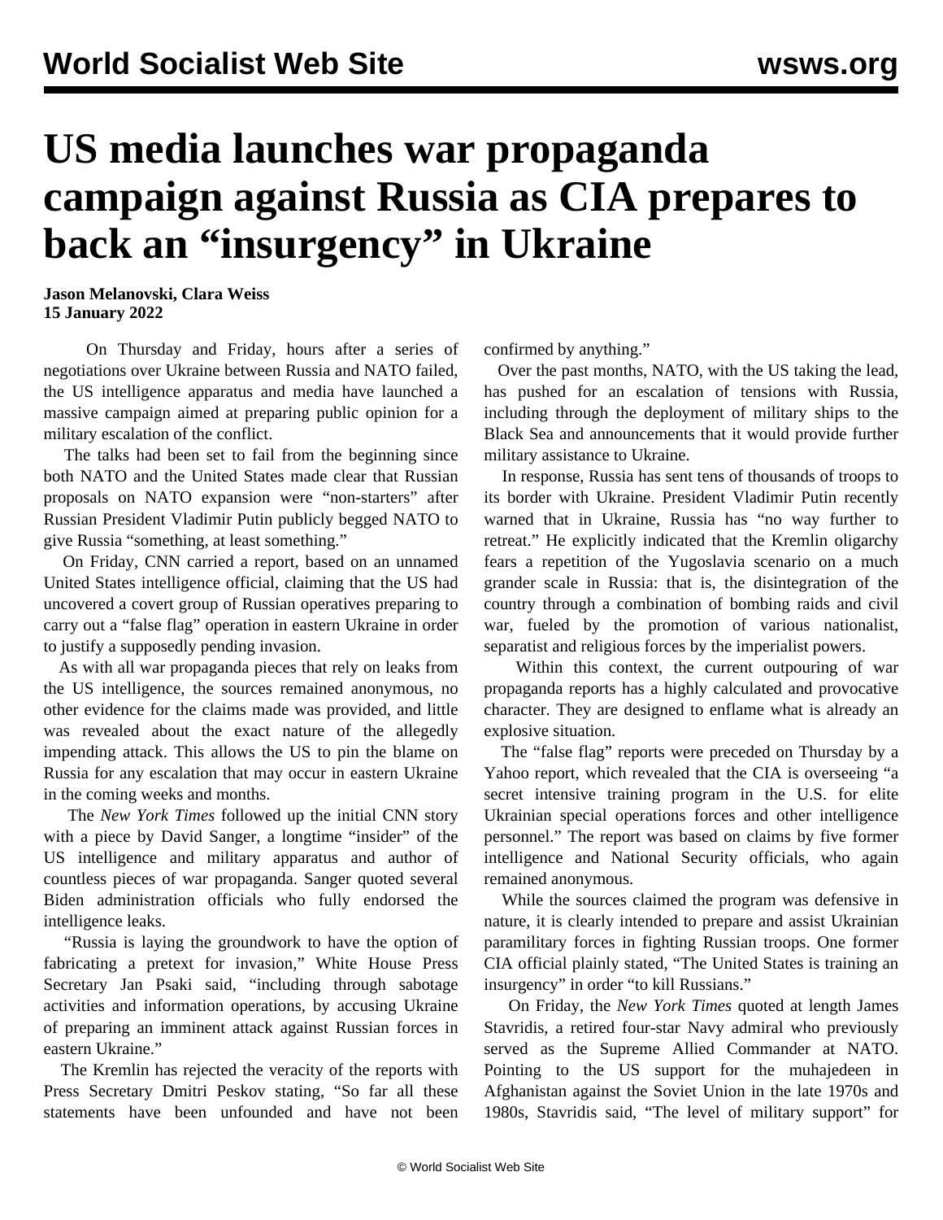# US media launches war propaganda campaign against Russia as CIA prepares to back an "insurgency" in Ukraine

**Jason Melanovski, Clara Weiss**
**15 January 2022**

On Thursday and Friday, hours after a series of negotiations over Ukraine between Russia and NATO failed, the US intelligence apparatus and media have launched a massive campaign aimed at preparing public opinion for a military escalation of the conflict.

The talks had been set to fail from the beginning since both NATO and the United States made clear that Russian proposals on NATO expansion were "non-starters" after Russian President Vladimir Putin publicly begged NATO to give Russia "something, at least something."

On Friday, CNN carried a report, based on an unnamed United States intelligence official, claiming that the US had uncovered a covert group of Russian operatives preparing to carry out a "false flag" operation in eastern Ukraine in order to justify a supposedly pending invasion.

As with all war propaganda pieces that rely on leaks from the US intelligence, the sources remained anonymous, no other evidence for the claims made was provided, and little was revealed about the exact nature of the allegedly impending attack. This allows the US to pin the blame on Russia for any escalation that may occur in eastern Ukraine in the coming weeks and months.

The *New York Times* followed up the initial CNN story with a piece by David Sanger, a longtime "insider" of the US intelligence and military apparatus and author of countless pieces of war propaganda. Sanger quoted several Biden administration officials who fully endorsed the intelligence leaks.

"Russia is laying the groundwork to have the option of fabricating a pretext for invasion," White House Press Secretary Jan Psaki said, "including through sabotage activities and information operations, by accusing Ukraine of preparing an imminent attack against Russian forces in eastern Ukraine."

The Kremlin has rejected the veracity of the reports with Press Secretary Dmitri Peskov stating, "So far all these statements have been unfounded and have not been confirmed by anything."

Over the past months, NATO, with the US taking the lead, has pushed for an escalation of tensions with Russia, including through the deployment of military ships to the Black Sea and announcements that it would provide further military assistance to Ukraine.

In response, Russia has sent tens of thousands of troops to its border with Ukraine. President Vladimir Putin recently warned that in Ukraine, Russia has "no way further to retreat." He explicitly indicated that the Kremlin oligarchy fears a repetition of the Yugoslavia scenario on a much grander scale in Russia: that is, the disintegration of the country through a combination of bombing raids and civil war, fueled by the promotion of various nationalist, separatist and religious forces by the imperialist powers.

Within this context, the current outpouring of war propaganda reports has a highly calculated and provocative character. They are designed to enflame what is already an explosive situation.

The "false flag" reports were preceded on Thursday by a Yahoo report, which revealed that the CIA is overseeing "a secret intensive training program in the U.S. for elite Ukrainian special operations forces and other intelligence personnel." The report was based on claims by five former intelligence and National Security officials, who again remained anonymous.

While the sources claimed the program was defensive in nature, it is clearly intended to prepare and assist Ukrainian paramilitary forces in fighting Russian troops. One former CIA official plainly stated, "The United States is training an insurgency" in order "to kill Russians."

On Friday, the *New York Times* quoted at length James Stavridis, a retired four-star Navy admiral who previously served as the Supreme Allied Commander at NATO. Pointing to the US support for the muhajedeen in Afghanistan against the Soviet Union in the late 1970s and 1980s, Stavridis said, "The level of military support" for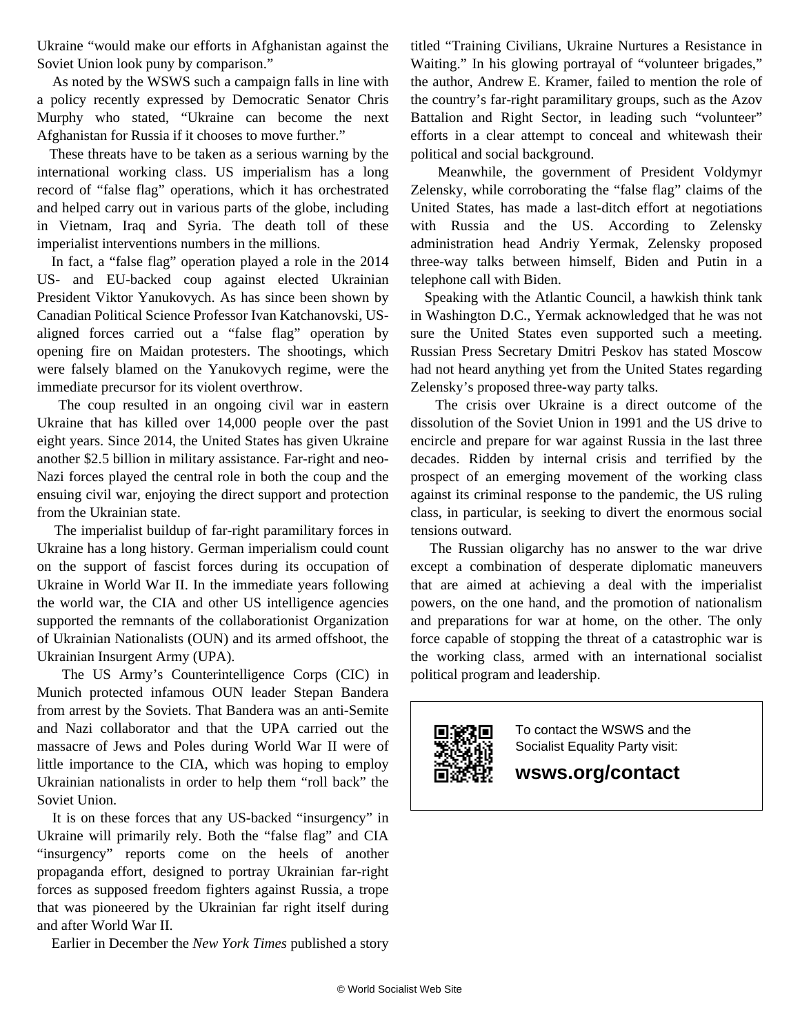Ukraine "would make our efforts in Afghanistan against the Soviet Union look puny by comparison."

As noted by the WSWS such a campaign falls in line with a policy recently expressed by Democratic Senator Chris Murphy who stated, "Ukraine can become the next Afghanistan for Russia if it chooses to move further."

These threats have to be taken as a serious warning by the international working class. US imperialism has a long record of "false flag" operations, which it has orchestrated and helped carry out in various parts of the globe, including in Vietnam, Iraq and Syria. The death toll of these imperialist interventions numbers in the millions.

In fact, a "false flag" operation played a role in the 2014 US- and EU-backed coup against elected Ukrainian President Viktor Yanukovych. As has since been shown by Canadian Political Science Professor Ivan Katchanovski, US-aligned forces carried out a "false flag" operation by opening fire on Maidan protesters. The shootings, which were falsely blamed on the Yanukovych regime, were the immediate precursor for its violent overthrow.

The coup resulted in an ongoing civil war in eastern Ukraine that has killed over 14,000 people over the past eight years. Since 2014, the United States has given Ukraine another $2.5 billion in military assistance. Far-right and neo-Nazi forces played the central role in both the coup and the ensuing civil war, enjoying the direct support and protection from the Ukrainian state.

The imperialist buildup of far-right paramilitary forces in Ukraine has a long history. German imperialism could count on the support of fascist forces during its occupation of Ukraine in World War II. In the immediate years following the world war, the CIA and other US intelligence agencies supported the remnants of the collaborationist Organization of Ukrainian Nationalists (OUN) and its armed offshoot, the Ukrainian Insurgent Army (UPA).

The US Army's Counterintelligence Corps (CIC) in Munich protected infamous OUN leader Stepan Bandera from arrest by the Soviets. That Bandera was an anti-Semite and Nazi collaborator and that the UPA carried out the massacre of Jews and Poles during World War II were of little importance to the CIA, which was hoping to employ Ukrainian nationalists in order to help them "roll back" the Soviet Union.

It is on these forces that any US-backed "insurgency" in Ukraine will primarily rely. Both the "false flag" and CIA "insurgency" reports come on the heels of another propaganda effort, designed to portray Ukrainian far-right forces as supposed freedom fighters against Russia, a trope that was pioneered by the Ukrainian far right itself during and after World War II.

Earlier in December the *New York Times* published a story titled "Training Civilians, Ukraine Nurtures a Resistance in Waiting." In his glowing portrayal of "volunteer brigades," the author, Andrew E. Kramer, failed to mention the role of the country's far-right paramilitary groups, such as the Azov Battalion and Right Sector, in leading such "volunteer" efforts in a clear attempt to conceal and whitewash their political and social background.

Meanwhile, the government of President Voldymyr Zelensky, while corroborating the "false flag" claims of the United States, has made a last-ditch effort at negotiations with Russia and the US. According to Zelensky administration head Andriy Yermak, Zelensky proposed three-way talks between himself, Biden and Putin in a telephone call with Biden.

Speaking with the Atlantic Council, a hawkish think tank in Washington D.C., Yermak acknowledged that he was not sure the United States even supported such a meeting. Russian Press Secretary Dmitri Peskov has stated Moscow had not heard anything yet from the United States regarding Zelensky's proposed three-way party talks.

The crisis over Ukraine is a direct outcome of the dissolution of the Soviet Union in 1991 and the US drive to encircle and prepare for war against Russia in the last three decades. Ridden by internal crisis and terrified by the prospect of an emerging movement of the working class against its criminal response to the pandemic, the US ruling class, in particular, is seeking to divert the enormous social tensions outward.

The Russian oligarchy has no answer to the war drive except a combination of desperate diplomatic maneuvers that are aimed at achieving a deal with the imperialist powers, on the one hand, and the promotion of nationalism and preparations for war at home, on the other. The only force capable of stopping the threat of a catastrophic war is the working class, armed with an international socialist political program and leadership.

To contact the WSWS and the Socialist Equality Party visit:

**wsws.org/contact**